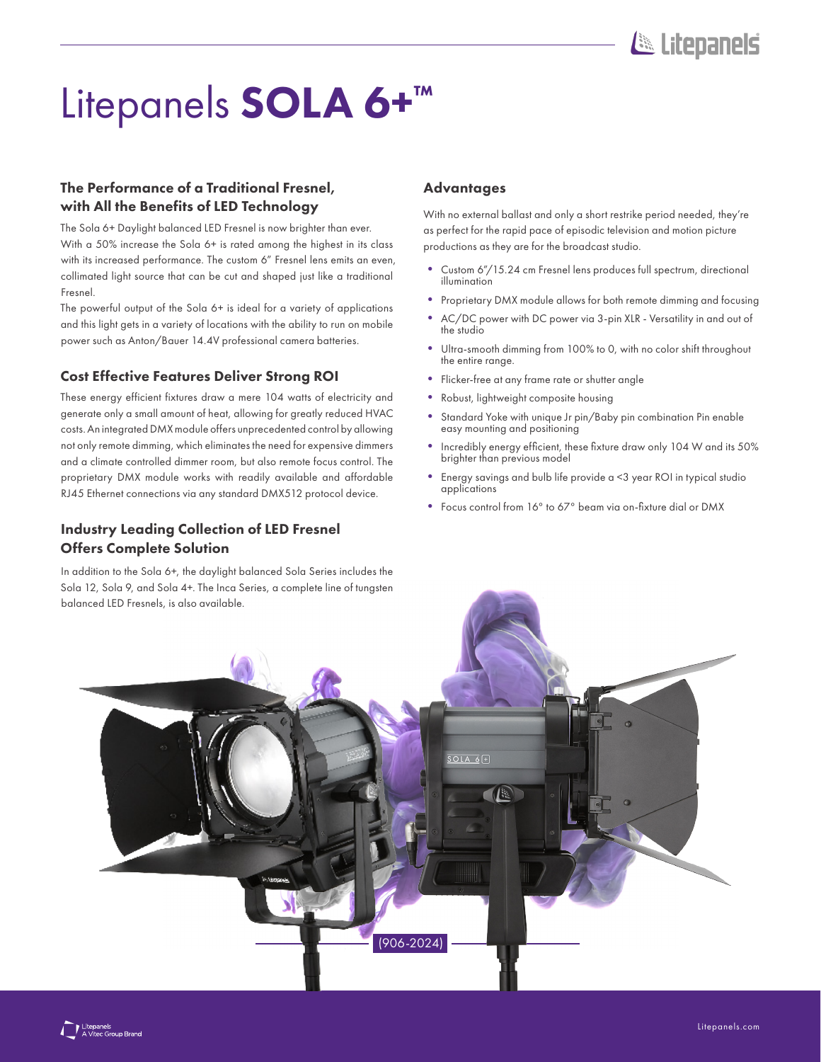# Litepanels SOLA 6+™

## The Performance of a Traditional Fresnel, with All the Benefits of LED Technology

The Sola 6+ Daylight balanced LED Fresnel is now brighter than ever. With a 50% increase the Sola 6+ is rated among the highest in its class with its increased performance. The custom 6" Fresnel lens emits an even, collimated light source that can be cut and shaped just like a traditional Fresnel.

The powerful output of the Sola 6+ is ideal for a variety of applications and this light gets in a variety of locations with the ability to run on mobile power such as Anton/Bauer 14.4V professional camera batteries.

## Cost Effective Features Deliver Strong ROI

These energy efficient fixtures draw a mere 104 watts of electricity and generate only a small amount of heat, allowing for greatly reduced HVAC costs. An integrated DMX module offers unprecedented control by allowing not only remote dimming, which eliminates the need for expensive dimmers and a climate controlled dimmer room, but also remote focus control. The proprietary DMX module works with readily available and affordable RJ45 Ethernet connections via any standard DMX512 protocol device.

## Industry Leading Collection of LED Fresnel Offers Complete Solution

In addition to the Sola 6+, the daylight balanced Sola Series includes the Sola 12, Sola 9, and Sola 4+. The Inca Series, a complete line of tungsten balanced LED Fresnels, is also available.

## Advantages

With no external ballast and only a short restrike period needed, they're as perfect for the rapid pace of episodic television and motion picture productions as they are for the broadcast studio.

- Custom 6"/15.24 cm Fresnel lens produces full spectrum, directional illumination
- Proprietary DMX module allows for both remote dimming and focusing
- AC/DC power with DC power via 3-pin XLR - Versatility in and out of the studio
- Ultra-smooth dimming from 100% to 0, with no color shift throughout the entire range.
- Flicker-free at any frame rate or shutter angle
- Robust, lightweight composite housing
- Standard Yoke with unique Jr pin/Baby pin combination Pin enable easy mounting and positioning
- Incredibly energy efficient, these fixture draw only 104 W and its 50% brighter than previous model
- Energy savings and bulb life provide a <3 year ROI in typical studio applications
- Focus control from 16° to 67° beam via on-fixture dial or DMX

(906-2024)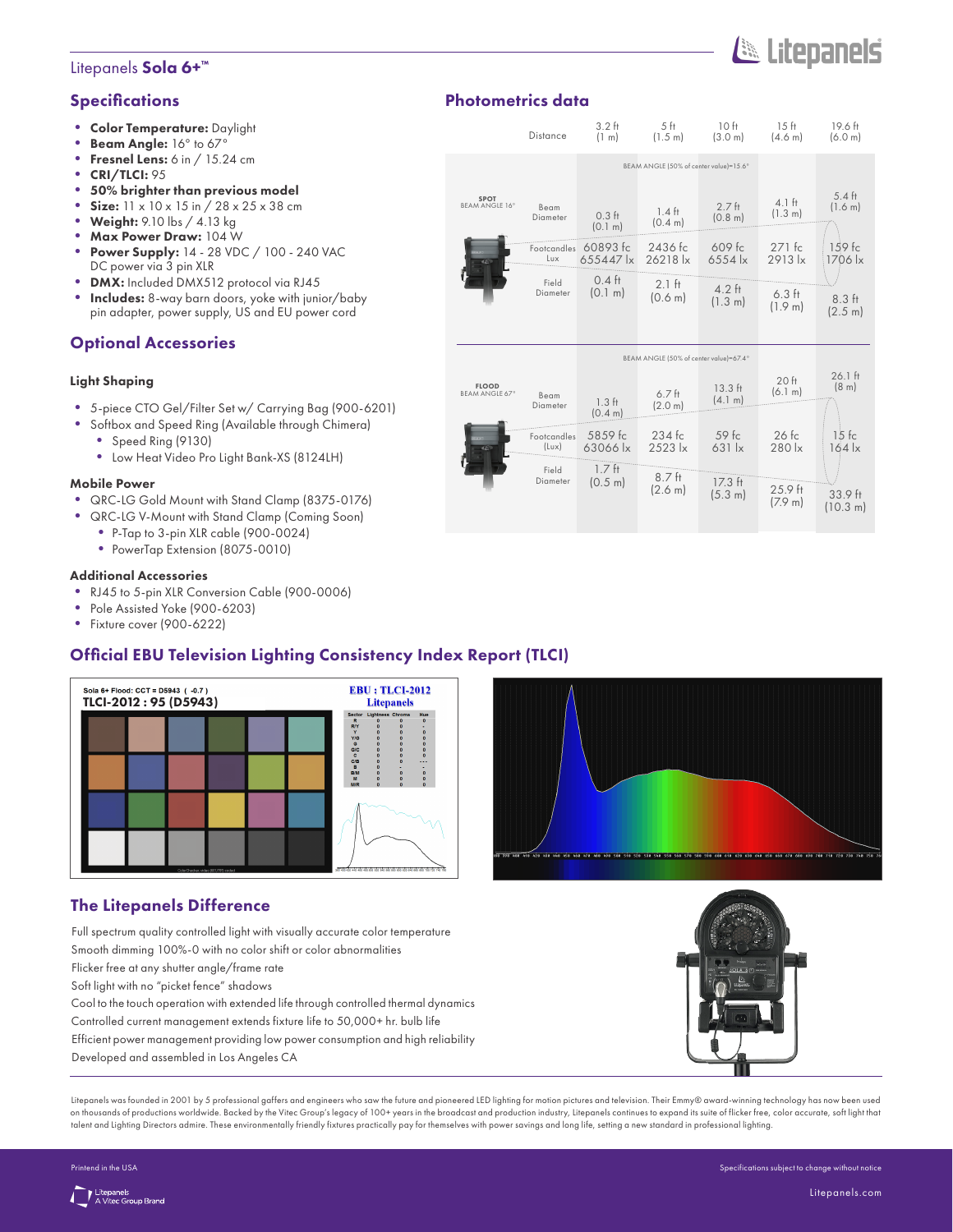Litepanels **Sola 6+™**

## Specifications

- **Color Temperature:** Daylight
- **Beam Angle:** 16° to 67°
- **Fresnel Lens:** 6 in / 15.24 cm
- **CRI/TLCI:** 95
- **50% brighter than previous model**
- **Size:** 11 x 10 x 15 in / 28 x 25 x 38 cm
- **Weight:** 9.10 lbs / 4.13 kg
- **Max Power Draw:** 104 W
- **Power Supply:** 14 - 28 VDC / 100 - 240 VAC DC power via 3 pin XLR
- **DMX:** Included DMX512 protocol via RJ45
- **Includes:** 8-way barn doors, yoke with junior/baby pin adapter, power supply, US and EU power cord

## Optional Accessories

### Light Shaping

- 5-piece CTO Gel/Filter Set w/ Carrying Bag (900-6201)
- Softbox and Speed Ring (Available through Chimera)
  - Speed Ring (9130)
  - Low Heat Video Pro Light Bank-XS (8124LH)

### Mobile Power

- QRC-LG Gold Mount with Stand Clamp (8375-0176)
- QRC-LG V-Mount with Stand Clamp (Coming Soon)
  - P-Tap to 3-pin XLR cable (900-0024)
  - PowerTap Extension (8075-0010)

### Additional Accessories

- RJ45 to 5-pin XLR Conversion Cable (900-0006)
- Pole Assisted Yoke (900-6203)
- Fixture cover (900-6222)

## Photometrics data

| | Distance | 3.2 ft (1 m) | 5 ft (1.5 m) | 10 ft (3.0 m) | 15 ft (4.6 m) | 19.6 ft (6.0 m) |
|---|---|---|---|---|---|---|
| SPOT BEAM ANGLE 16° (BEAM ANGLE (50% of center value)=15.6°) | Beam Diameter | 0.3 ft (0.1 m) | 1.4 ft (0.4 m) | 2.7 ft (0.8 m) | 4.1 ft (1.3 m) | 5.4 ft (1.6 m) |
| | Footcandles Lux | 60893 fc 655447 lx | 2436 fc 26218 lx | 609 fc 6554 lx | 271 fc 2913 lx | 159 fc 1706 lx |
| | Field Diameter | 0.4 ft (0.1 m) | 2.1 ft (0.6 m) | 4.2 ft (1.3 m) | 6.3 ft (1.9 m) | 8.3 ft (2.5 m) |
| FLOOD BEAM ANGLE 67° (BEAM ANGLE (50% of center value)=67.4°) | Beam Diameter | 1.3 ft (0.4 m) | 6.7 ft (2.0 m) | 13.3 ft (4.1 m) | 20 ft (6.1 m) | 26.1 ft (8 m) |
| | Footcandles (Lux) | 5859 fc 63066 lx | 234 fc 2523 lx | 59 fc 631 lx | 26 fc 280 lx | 15 fc 164 lx |
| | Field Diameter | 1.7 ft (0.5 m) | 8.7 ft (2.6 m) | 17.3 ft (5.3 m) | 25.9 ft (7.9 m) | 33.9 ft (10.3 m) |

## Official EBU Television Lighting Consistency Index Report (TLCI)

Sola 6+ Flood: CCT = D5943 ( -0.7 )
TLCI-2012 : 95 (D5943)

EBU : TLCI-2012
Litepanels

| Sector | Lightness | Chroma | Hue |
|---|---|---|---|
| R | 0 | 0 | 0 |
| R/Y | 0 | 0 | - |
| Y | 0 | 0 | 0 |
| Y/G | 0 | 0 | 0 |
| G | 0 | 0 | 0 |
| G/C | 0 | 0 | 0 |
| C | 0 | 0 | --- |
| C/B | 0 | 0 | 0 |
| B | 0 | - | - |
| B/M | 0 | 0 | 0 |
| M | 0 | 0 | 0 |
| M/R | 0 | 0 | 0 |

## The Litepanels Difference

Full spectrum quality controlled light with visually accurate color temperature
Smooth dimming 100%-0 with no color shift or color abnormalities
Flicker free at any shutter angle/frame rate
Soft light with no "picket fence" shadows
Cool to the touch operation with extended life through controlled thermal dynamics
Controlled current management extends fixture life to 50,000+ hr. bulb life
Efficient power management providing low power consumption and high reliability
Developed and assembled in Los Angeles CA

Litepanels was founded in 2001 by 5 professional gaffers and engineers who saw the future and pioneered LED lighting for motion pictures and television. Their Emmy® award-winning technology has now been used on thousands of productions worldwide. Backed by the Vitec Group's legacy of 100+ years in the broadcast and production industry, Litepanels continues to expand its suite of flicker free, color accurate, soft light that talent and Lighting Directors admire. These environmentally friendly fixtures practically pay for themselves with power savings and long life, setting a new standard in professional lighting.

Printend in the USA

Specifications subject to change without notice

Litepanels A Vitec Group Brand

Litepanels.com